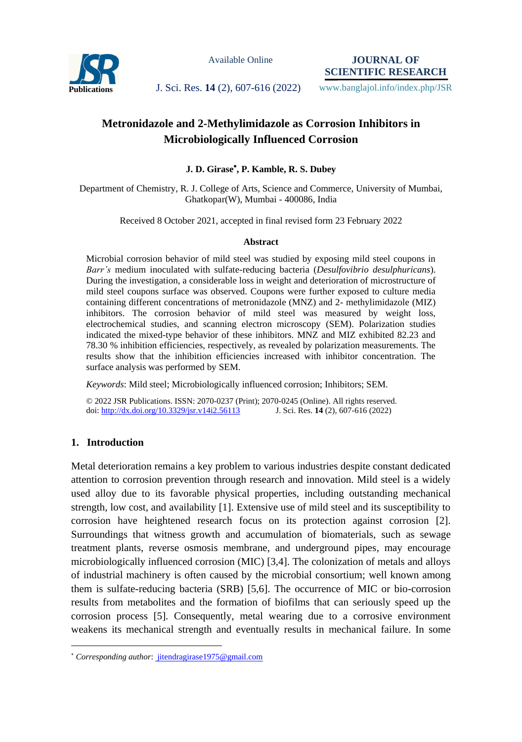# Metronidazole and 2-Methylimidazole as Corrosion Inhibitors in Microbiologically Influenced Corrosion

**J. D. Girase[*], P. Kamble, R. S. Dubey**

Department of Chemistry, R. J. College of Arts, Science and Commerce, University of Mumbai, Ghatkopar(W), Mumbai - 400086, India

Received 8 October 2021, accepted in final revised form 23 February 2022

### Abstract

Microbial corrosion behavior of mild steel was studied by exposing mild steel coupons in *Barr's* medium inoculated with sulfate-reducing bacteria (*Desulfovibrio desulphuricans*). During the investigation, a considerable loss in weight and deterioration of microstructure of mild steel coupons surface was observed. Coupons were further exposed to culture media containing different concentrations of metronidazole (MNZ) and 2- methylimidazole (MIZ) inhibitors. The corrosion behavior of mild steel was measured by weight loss, electrochemical studies, and scanning electron microscopy (SEM). Polarization studies indicated the mixed-type behavior of these inhibitors. MNZ and MIZ exhibited 82.23 and 78.30 % inhibition efficiencies, respectively, as revealed by polarization measurements. The results show that the inhibition efficiencies increased with inhibitor concentration. The surface analysis was performed by SEM.

*Keywords*: Mild steel; Microbiologically influenced corrosion; Inhibitors; SEM.

© 2022 JSR Publications. ISSN: 2070-0237 (Print); 2070-0245 (Online). All rights reserved.
doi: http://dx.doi.org/10.3329/jsr.v14i2.56113 J. Sci. Res. **14** (2), 607-616 (2022)

## 1. Introduction

Metal deterioration remains a key problem to various industries despite constant dedicated attention to corrosion prevention through research and innovation. Mild steel is a widely used alloy due to its favorable physical properties, including outstanding mechanical strength, low cost, and availability [1]. Extensive use of mild steel and its susceptibility to corrosion have heightened research focus on its protection against corrosion [2]. Surroundings that witness growth and accumulation of biomaterials, such as sewage treatment plants, reverse osmosis membrane, and underground pipes, may encourage microbiologically influenced corrosion (MIC) [3,4]. The colonization of metals and alloys of industrial machinery is often caused by the microbial consortium; well known among them is sulfate-reducing bacteria (SRB) [5,6]. The occurrence of MIC or bio-corrosion results from metabolites and the formation of biofilms that can seriously speed up the corrosion process [5]. Consequently, metal wearing due to a corrosive environment weakens its mechanical strength and eventually results in mechanical failure. In some

[*] *Corresponding author*: jitendragirase1975@gmail.com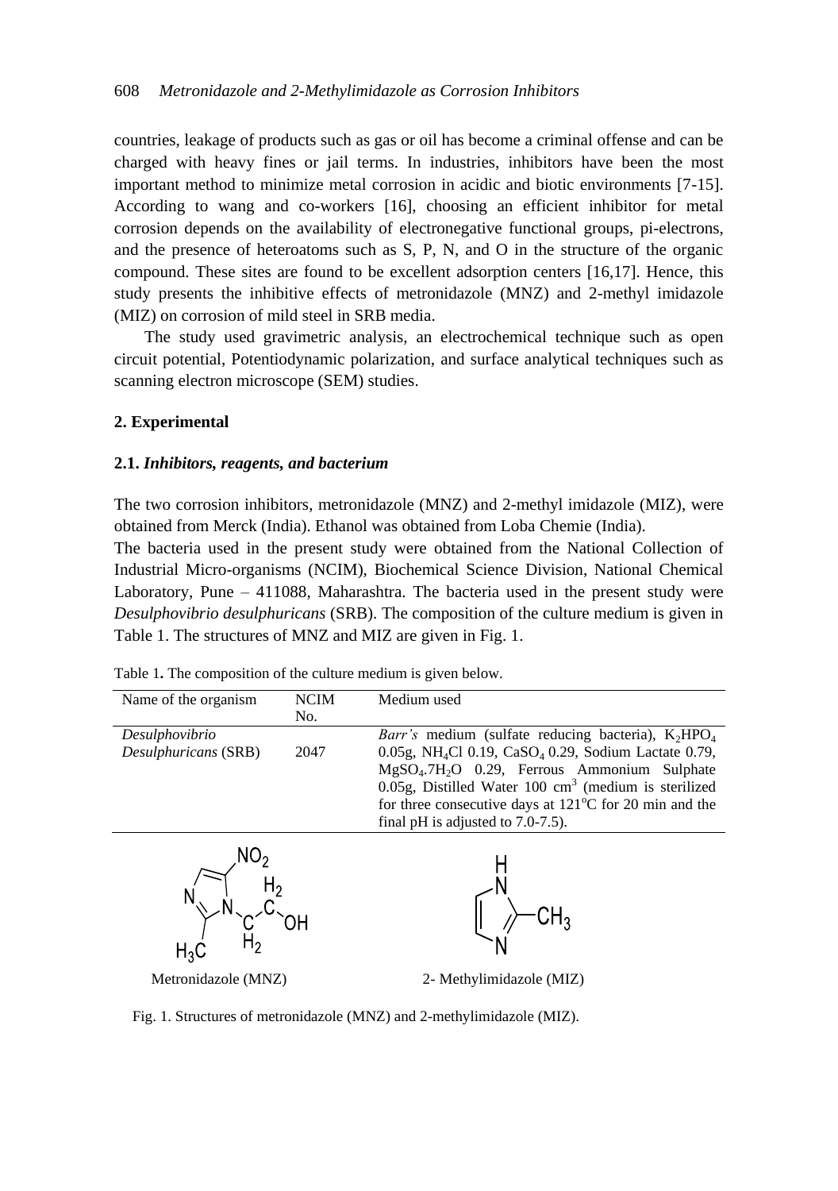countries, leakage of products such as gas or oil has become a criminal offense and can be charged with heavy fines or jail terms. In industries, inhibitors have been the most important method to minimize metal corrosion in acidic and biotic environments [7-15]. According to wang and co-workers [16], choosing an efficient inhibitor for metal corrosion depends on the availability of electronegative functional groups, pi-electrons, and the presence of heteroatoms such as S, P, N, and O in the structure of the organic compound. These sites are found to be excellent adsorption centers [16,17]. Hence, this study presents the inhibitive effects of metronidazole (MNZ) and 2-methyl imidazole (MIZ) on corrosion of mild steel in SRB media.

The study used gravimetric analysis, an electrochemical technique such as open circuit potential, Potentiodynamic polarization, and surface analytical techniques such as scanning electron microscope (SEM) studies.

## 2. Experimental

### 2.1. *Inhibitors, reagents, and bacterium*

The two corrosion inhibitors, metronidazole (MNZ) and 2-methyl imidazole (MIZ), were obtained from Merck (India). Ethanol was obtained from Loba Chemie (India).

The bacteria used in the present study were obtained from the National Collection of Industrial Micro-organisms (NCIM), Biochemical Science Division, National Chemical Laboratory, Pune – 411088, Maharashtra. The bacteria used in the present study were *Desulphovibrio desulphuricans* (SRB). The composition of the culture medium is given in Table 1. The structures of MNZ and MIZ are given in Fig. 1.

Table 1**.** The composition of the culture medium is given below.

| Name of the organism | NCIM No. | Medium used |
|---|---|---|
| *Desulphovibrio Desulphuricans* (SRB) | 2047 | *Barr's* medium (sulfate reducing bacteria), $K_2HPO_4$ 0.05g, $NH_4Cl$ 0.19, $CaSO_4$ 0.29, Sodium Lactate 0.79, $MgSO_4.7H_2O$ 0.29, Ferrous Ammonium Sulphate 0.05g, Distilled Water 100 $cm^3$ (medium is sterilized for three consecutive days at 121°C for 20 min and the final pH is adjusted to 7.0-7.5). |

Metronidazole (MNZ) 2- Methylimidazole (MIZ)

Fig. 1. Structures of metronidazole (MNZ) and 2-methylimidazole (MIZ).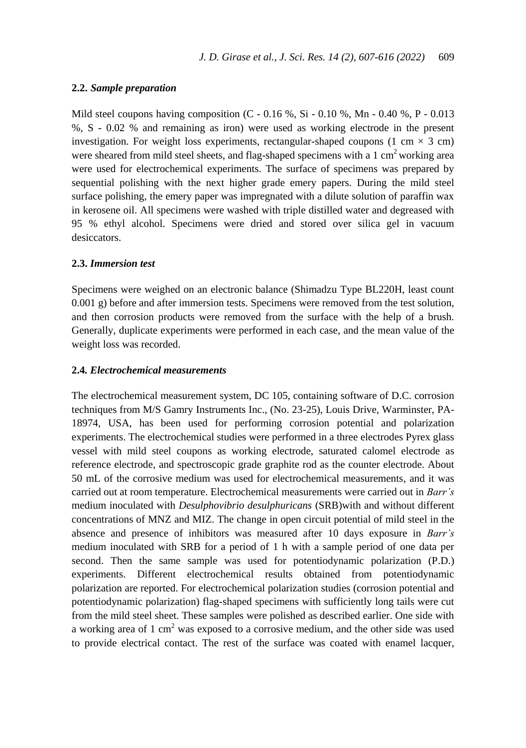### 2.2. *Sample preparation*

Mild steel coupons having composition (C - 0.16 %, Si - 0.10 %, Mn - 0.40 %, P - 0.013 %, S - 0.02 % and remaining as iron) were used as working electrode in the present investigation. For weight loss experiments, rectangular-shaped coupons (1 cm × 3 cm) were sheared from mild steel sheets, and flag-shaped specimens with a 1 $cm^2$ working area were used for electrochemical experiments. The surface of specimens was prepared by sequential polishing with the next higher grade emery papers. During the mild steel surface polishing, the emery paper was impregnated with a dilute solution of paraffin wax in kerosene oil. All specimens were washed with triple distilled water and degreased with 95 % ethyl alcohol. Specimens were dried and stored over silica gel in vacuum desiccators.

### 2.3. *Immersion test*

Specimens were weighed on an electronic balance (Shimadzu Type BL220H, least count 0.001 g) before and after immersion tests. Specimens were removed from the test solution, and then corrosion products were removed from the surface with the help of a brush. Generally, duplicate experiments were performed in each case, and the mean value of the weight loss was recorded.

### 2.4. *Electrochemical measurements*

The electrochemical measurement system, DC 105, containing software of D.C. corrosion techniques from M/S Gamry Instruments Inc., (No. 23-25), Louis Drive, Warminster, PA-18974, USA, has been used for performing corrosion potential and polarization experiments. The electrochemical studies were performed in a three electrodes Pyrex glass vessel with mild steel coupons as working electrode, saturated calomel electrode as reference electrode, and spectroscopic grade graphite rod as the counter electrode. About 50 mL of the corrosive medium was used for electrochemical measurements, and it was carried out at room temperature. Electrochemical measurements were carried out in *Barr's* medium inoculated with *Desulphovibrio desulphuricans* (SRB)with and without different concentrations of MNZ and MIZ. The change in open circuit potential of mild steel in the absence and presence of inhibitors was measured after 10 days exposure in *Barr's* medium inoculated with SRB for a period of 1 h with a sample period of one data per second. Then the same sample was used for potentiodynamic polarization (P.D.) experiments. Different electrochemical results obtained from potentiodynamic polarization are reported. For electrochemical polarization studies (corrosion potential and potentiodynamic polarization) flag-shaped specimens with sufficiently long tails were cut from the mild steel sheet. These samples were polished as described earlier. One side with a working area of 1 $cm^2$ was exposed to a corrosive medium, and the other side was used to provide electrical contact. The rest of the surface was coated with enamel lacquer,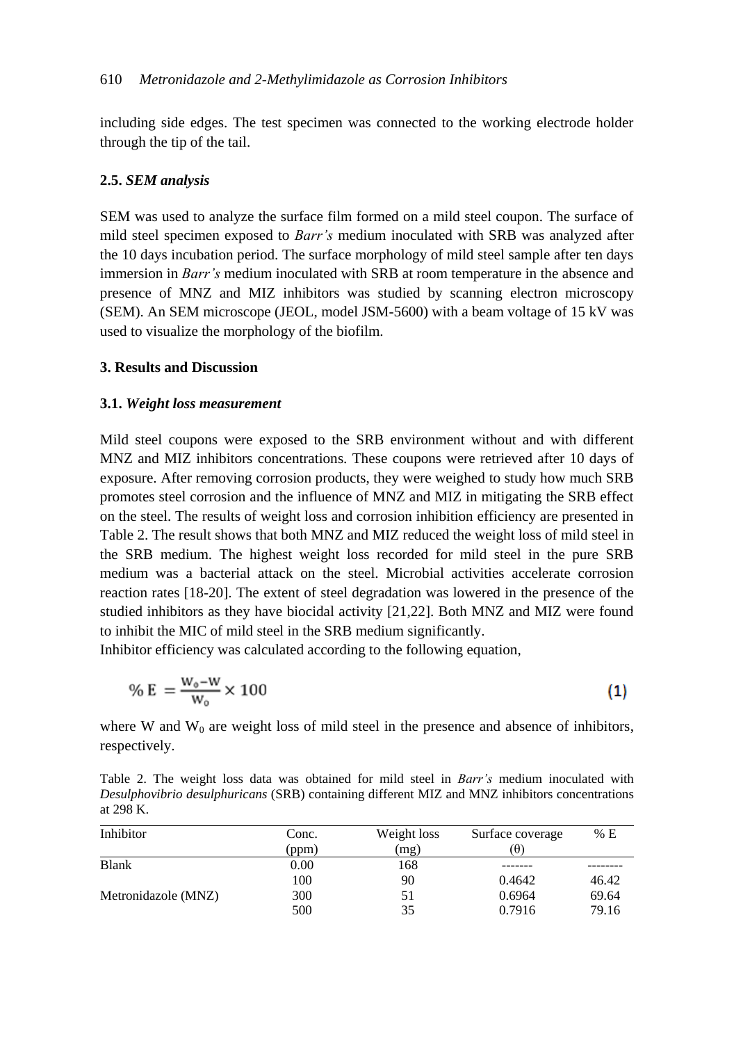including side edges. The test specimen was connected to the working electrode holder through the tip of the tail.

### 2.5. *SEM analysis*

SEM was used to analyze the surface film formed on a mild steel coupon. The surface of mild steel specimen exposed to *Barr's* medium inoculated with SRB was analyzed after the 10 days incubation period. The surface morphology of mild steel sample after ten days immersion in *Barr's* medium inoculated with SRB at room temperature in the absence and presence of MNZ and MIZ inhibitors was studied by scanning electron microscopy (SEM). An SEM microscope (JEOL, model JSM-5600) with a beam voltage of 15 kV was used to visualize the morphology of the biofilm.

## 3. Results and Discussion

### 3.1. *Weight loss measurement*

Mild steel coupons were exposed to the SRB environment without and with different MNZ and MIZ inhibitors concentrations. These coupons were retrieved after 10 days of exposure. After removing corrosion products, they were weighed to study how much SRB promotes steel corrosion and the influence of MNZ and MIZ in mitigating the SRB effect on the steel. The results of weight loss and corrosion inhibition efficiency are presented in Table 2. The result shows that both MNZ and MIZ reduced the weight loss of mild steel in the SRB medium. The highest weight loss recorded for mild steel in the pure SRB medium was a bacterial attack on the steel. Microbial activities accelerate corrosion reaction rates [18-20]. The extent of steel degradation was lowered in the presence of the studied inhibitors as they have biocidal activity [21,22]. Both MNZ and MIZ were found to inhibit the MIC of mild steel in the SRB medium significantly.

Inhibitor efficiency was calculated according to the following equation,

$$\%\,E = \frac{W_0 - W}{W_0} \times 100 \tag{1}$$

where W and $W_0$ are weight loss of mild steel in the presence and absence of inhibitors, respectively.

Table 2. The weight loss data was obtained for mild steel in *Barr's* medium inoculated with *Desulphovibrio desulphuricans* (SRB) containing different MIZ and MNZ inhibitors concentrations at 298 K.

| Inhibitor | Conc. (ppm) | Weight loss (mg) | Surface coverage (θ) | % E |
|---|---|---|---|---|
| Blank | 0.00 | 168 | ------- | -------- |
| | 100 | 90 | 0.4642 | 46.42 |
| Metronidazole (MNZ) | 300 | 51 | 0.6964 | 69.64 |
| | 500 | 35 | 0.7916 | 79.16 |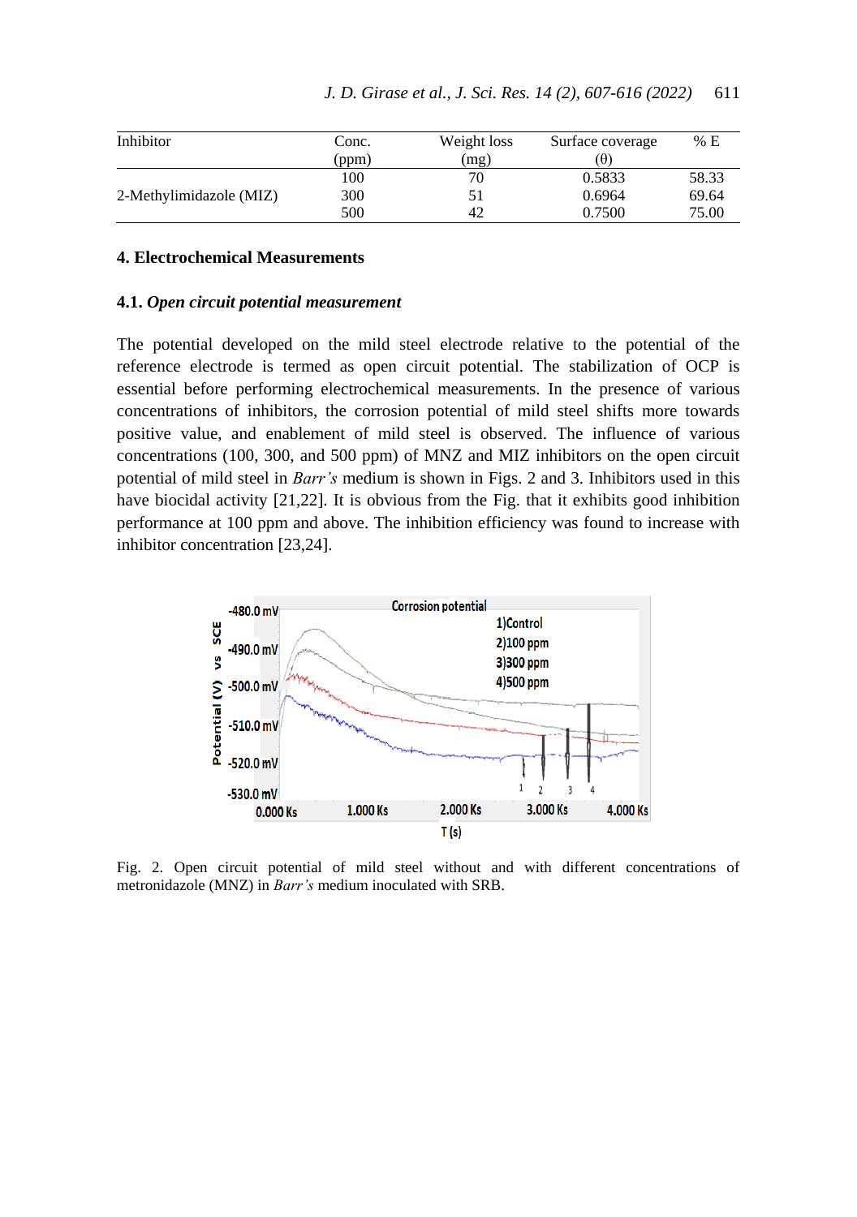| Inhibitor | Conc. (ppm) | Weight loss (mg) | Surface coverage (θ) | % E |
|---|---|---|---|---|
| | 100 | 70 | 0.5833 | 58.33 |
| 2-Methylimidazole (MIZ) | 300 | 51 | 0.6964 | 69.64 |
| | 500 | 42 | 0.7500 | 75.00 |

## 4. Electrochemical Measurements

### 4.1. *Open circuit potential measurement*

The potential developed on the mild steel electrode relative to the potential of the reference electrode is termed as open circuit potential. The stabilization of OCP is essential before performing electrochemical measurements. In the presence of various concentrations of inhibitors, the corrosion potential of mild steel shifts more towards positive value, and enablement of mild steel is observed. The influence of various concentrations (100, 300, and 500 ppm) of MNZ and MIZ inhibitors on the open circuit potential of mild steel in *Barr's* medium is shown in Figs. 2 and 3. Inhibitors used in this have biocidal activity [21,22]. It is obvious from the Fig. that it exhibits good inhibition performance at 100 ppm and above. The inhibition efficiency was found to increase with inhibitor concentration [23,24].

Fig. 2. Open circuit potential of mild steel without and with different concentrations of metronidazole (MNZ) in *Barr's* medium inoculated with SRB.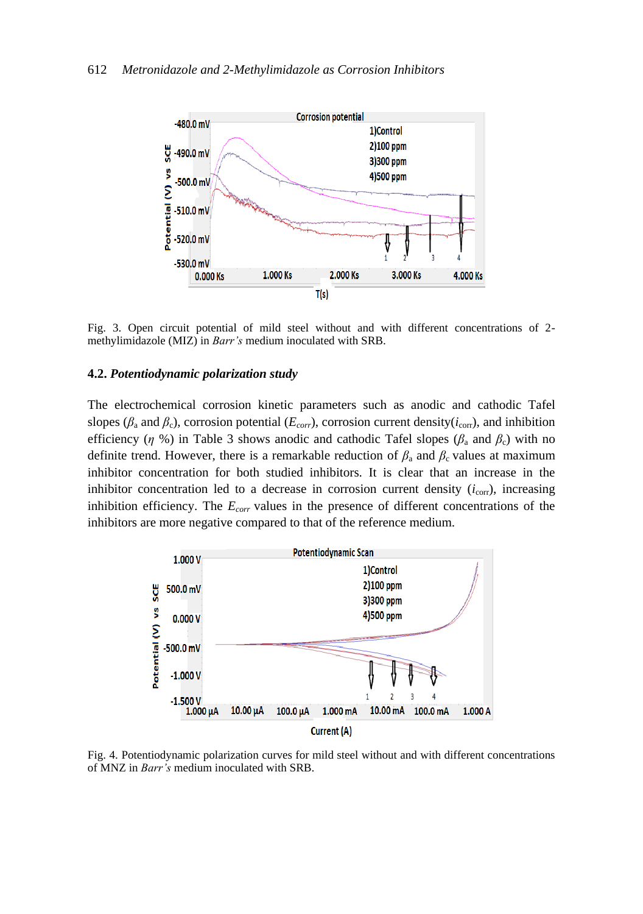Fig. 3. Open circuit potential of mild steel without and with different concentrations of 2-methylimidazole (MIZ) in *Barr's* medium inoculated with SRB.

### 4.2. *Potentiodynamic polarization study*

The electrochemical corrosion kinetic parameters such as anodic and cathodic Tafel slopes ($\beta_a$ and $\beta_c$), corrosion potential ($E_{corr}$), corrosion current density($i_{corr}$), and inhibition efficiency ($\eta$ %) in Table 3 shows anodic and cathodic Tafel slopes ($\beta_a$ and $\beta_c$) with no definite trend. However, there is a remarkable reduction of $\beta_a$ and $\beta_c$ values at maximum inhibitor concentration for both studied inhibitors. It is clear that an increase in the inhibitor concentration led to a decrease in corrosion current density ($i_{corr}$), increasing inhibition efficiency. The $E_{corr}$ values in the presence of different concentrations of the inhibitors are more negative compared to that of the reference medium.

Fig. 4. Potentiodynamic polarization curves for mild steel without and with different concentrations of MNZ in *Barr's* medium inoculated with SRB.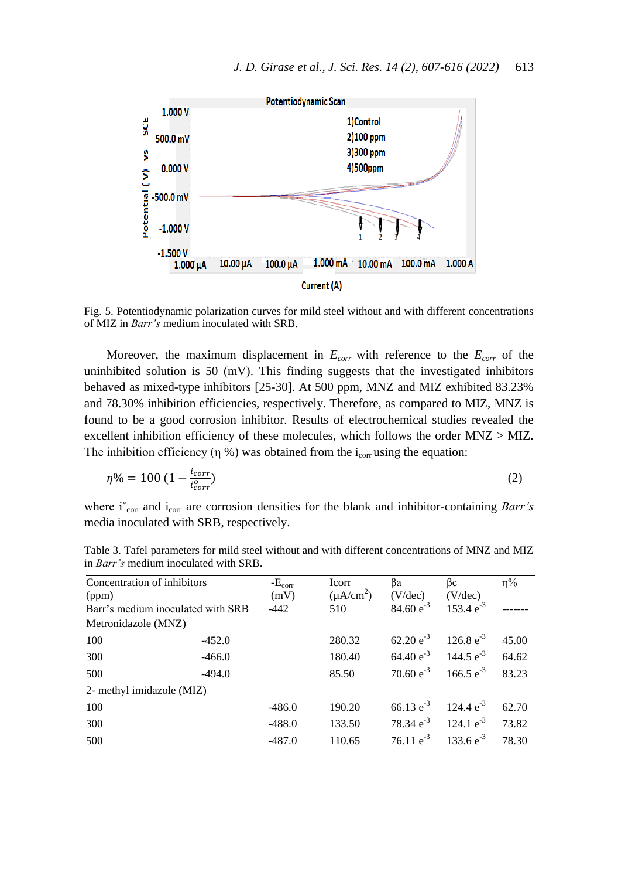Fig. 5. Potentiodynamic polarization curves for mild steel without and with different concentrations of MIZ in *Barr's* medium inoculated with SRB.

Moreover, the maximum displacement in $E_{corr}$ with reference to the $E_{corr}$ of the uninhibited solution is 50 (mV). This finding suggests that the investigated inhibitors behaved as mixed-type inhibitors [25-30]. At 500 ppm, MNZ and MIZ exhibited 83.23% and 78.30% inhibition efficiencies, respectively. Therefore, as compared to MIZ, MNZ is found to be a good corrosion inhibitor. Results of electrochemical studies revealed the excellent inhibition efficiency of these molecules, which follows the order MNZ > MIZ. The inhibition efficiency (η %) was obtained from the $i_{corr}$ using the equation:

$$\eta\% = 100\left(1 - \frac{i_{corr}}{i^{o}_{corr}}\right) \tag{2}$$

where $i^{\circ}_{corr}$ and $i_{corr}$ are corrosion densities for the blank and inhibitor-containing *Barr's* media inoculated with SRB, respectively.

Table 3. Tafel parameters for mild steel without and with different concentrations of MNZ and MIZ in *Barr's* medium inoculated with SRB.

| Concentration of inhibitors (ppm) | $-E_{corr}$ (mV) | Icorr ($\mu A/cm^2$) | βa (V/dec) | βc (V/dec) | η% |
|---|---|---|---|---|---|
| Barr's medium inoculated with SRB | -442 | 510 | $84.60\ e^{-3}$ | $153.4\ e^{-3}$ | ------- |
| Metronidazole (MNZ) | | | | | |
| 100 | -452.0 | 280.32 | $62.20\ e^{-3}$ | $126.8\ e^{-3}$ | 45.00 |
| 300 | -466.0 | 180.40 | $64.40\ e^{-3}$ | $144.5\ e^{-3}$ | 64.62 |
| 500 | -494.0 | 85.50 | $70.60\ e^{-3}$ | $166.5\ e^{-3}$ | 83.23 |
| 2- methyl imidazole (MIZ) | | | | | |
| 100 | -486.0 | 190.20 | $66.13\ e^{-3}$ | $124.4\ e^{-3}$ | 62.70 |
| 300 | -488.0 | 133.50 | $78.34\ e^{-3}$ | $124.1\ e^{-3}$ | 73.82 |
| 500 | -487.0 | 110.65 | $76.11\ e^{-3}$ | $133.6\ e^{-3}$ | 78.30 |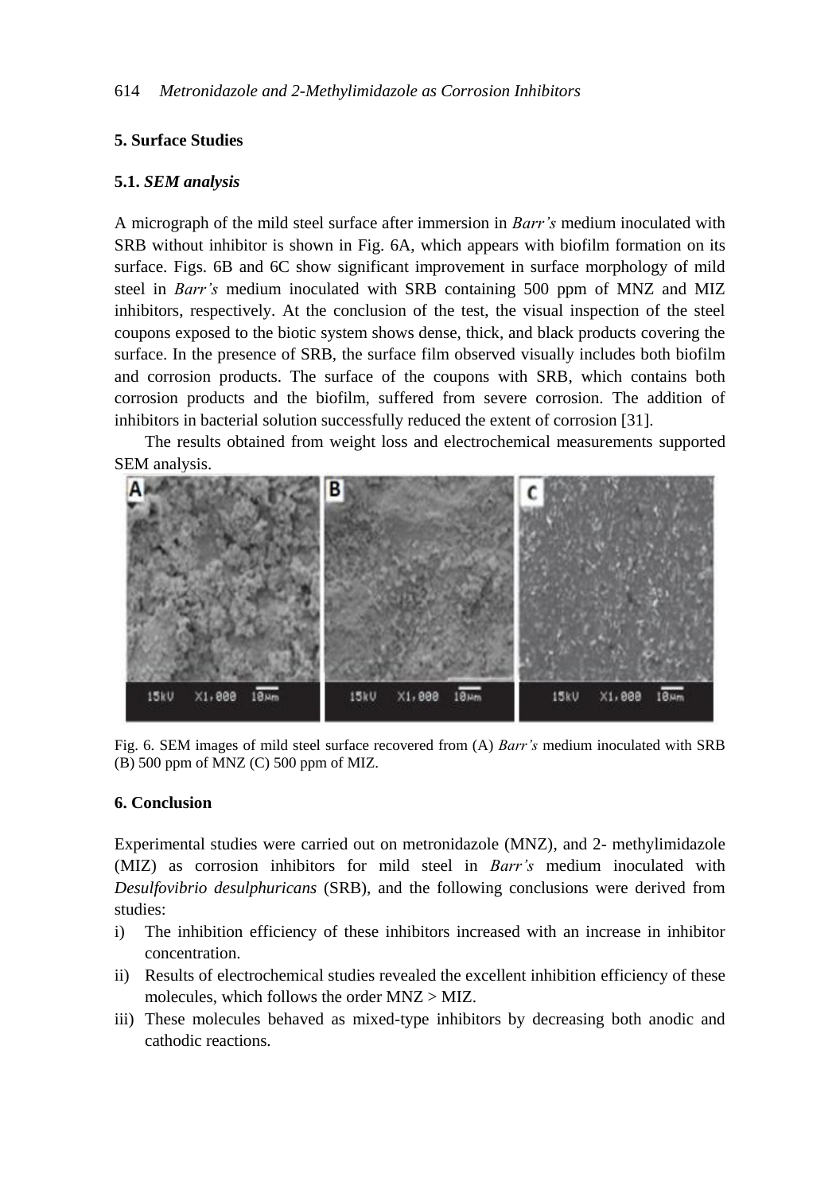## 5. Surface Studies

### 5.1. *SEM analysis*

A micrograph of the mild steel surface after immersion in *Barr's* medium inoculated with SRB without inhibitor is shown in Fig. 6A, which appears with biofilm formation on its surface. Figs. 6B and 6C show significant improvement in surface morphology of mild steel in *Barr's* medium inoculated with SRB containing 500 ppm of MNZ and MIZ inhibitors, respectively. At the conclusion of the test, the visual inspection of the steel coupons exposed to the biotic system shows dense, thick, and black products covering the surface. In the presence of SRB, the surface film observed visually includes both biofilm and corrosion products. The surface of the coupons with SRB, which contains both corrosion products and the biofilm, suffered from severe corrosion. The addition of inhibitors in bacterial solution successfully reduced the extent of corrosion [31].

The results obtained from weight loss and electrochemical measurements supported SEM analysis.

Fig. 6. SEM images of mild steel surface recovered from (A) *Barr's* medium inoculated with SRB (B) 500 ppm of MNZ (C) 500 ppm of MIZ.

## 6. Conclusion

Experimental studies were carried out on metronidazole (MNZ), and 2- methylimidazole (MIZ) as corrosion inhibitors for mild steel in *Barr's* medium inoculated with *Desulfovibrio desulphuricans* (SRB), and the following conclusions were derived from studies:

i) The inhibition efficiency of these inhibitors increased with an increase in inhibitor concentration.
ii) Results of electrochemical studies revealed the excellent inhibition efficiency of these molecules, which follows the order MNZ > MIZ.
iii) These molecules behaved as mixed-type inhibitors by decreasing both anodic and cathodic reactions.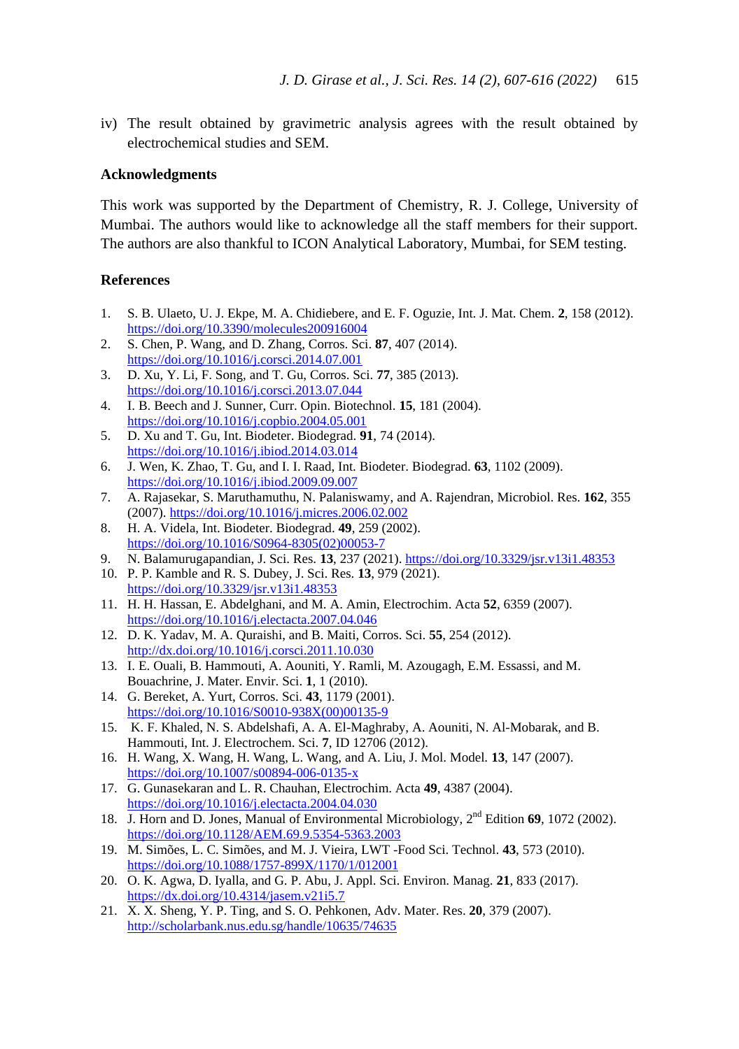iv) The result obtained by gravimetric analysis agrees with the result obtained by electrochemical studies and SEM.

## Acknowledgments

This work was supported by the Department of Chemistry, R. J. College, University of Mumbai. The authors would like to acknowledge all the staff members for their support. The authors are also thankful to ICON Analytical Laboratory, Mumbai, for SEM testing.

## References

1. S. B. Ulaeto, U. J. Ekpe, M. A. Chidiebere, and E. F. Oguzie, Int. J. Mat. Chem. **2**, 158 (2012). https://doi.org/10.3390/molecules200916004
2. S. Chen, P. Wang, and D. Zhang, Corros. Sci. **87**, 407 (2014). https://doi.org/10.1016/j.corsci.2014.07.001
3. D. Xu, Y. Li, F. Song, and T. Gu, Corros. Sci. **77**, 385 (2013). https://doi.org/10.1016/j.corsci.2013.07.044
4. I. B. Beech and J. Sunner, Curr. Opin. Biotechnol. **15**, 181 (2004). https://doi.org/10.1016/j.copbio.2004.05.001
5. D. Xu and T. Gu, Int. Biodeter. Biodegrad. **91**, 74 (2014). https://doi.org/10.1016/j.ibiod.2014.03.014
6. J. Wen, K. Zhao, T. Gu, and I. I. Raad, Int. Biodeter. Biodegrad. **63**, 1102 (2009). https://doi.org/10.1016/j.ibiod.2009.09.007
7. A. Rajasekar, S. Maruthamuthu, N. Palaniswamy, and A. Rajendran, Microbiol. Res. **162**, 355 (2007). https://doi.org/10.1016/j.micres.2006.02.002
8. H. A. Videla, Int. Biodeter. Biodegrad. **49**, 259 (2002). https://doi.org/10.1016/S0964-8305(02)00053-7
9. N. Balamurugapandian, J. Sci. Res. **13**, 237 (2021). https://doi.org/10.3329/jsr.v13i1.48353
10. P. P. Kamble and R. S. Dubey, J. Sci. Res. **13**, 979 (2021). https://doi.org/10.3329/jsr.v13i1.48353
11. H. H. Hassan, E. Abdelghani, and M. A. Amin, Electrochim. Acta **52**, 6359 (2007). https://doi.org/10.1016/j.electacta.2007.04.046
12. D. K. Yadav, M. A. Quraishi, and B. Maiti, Corros. Sci. **55**, 254 (2012). http://dx.doi.org/10.1016/j.corsci.2011.10.030
13. I. E. Ouali, B. Hammouti, A. Aouniti, Y. Ramli, M. Azougagh, E.M. Essassi, and M. Bouachrine, J. Mater. Envir. Sci. **1**, 1 (2010).
14. G. Bereket, A. Yurt, Corros. Sci. **43**, 1179 (2001). https://doi.org/10.1016/S0010-938X(00)00135-9
15. K. F. Khaled, N. S. Abdelshafi, A. A. El-Maghraby, A. Aouniti, N. Al-Mobarak, and B. Hammouti, Int. J. Electrochem. Sci. **7**, ID 12706 (2012).
16. H. Wang, X. Wang, H. Wang, L. Wang, and A. Liu, J. Mol. Model. **13**, 147 (2007). https://doi.org/10.1007/s00894-006-0135-x
17. G. Gunasekaran and L. R. Chauhan, Electrochim. Acta **49**, 4387 (2004). https://doi.org/10.1016/j.electacta.2004.04.030
18. J. Horn and D. Jones, Manual of Environmental Microbiology, 2nd Edition **69**, 1072 (2002). https://doi.org/10.1128/AEM.69.9.5354-5363.2003
19. M. Simões, L. C. Simões, and M. J. Vieira, LWT -Food Sci. Technol. **43**, 573 (2010). https://doi.org/10.1088/1757-899X/1170/1/012001
20. O. K. Agwa, D. Iyalla, and G. P. Abu, J. Appl. Sci. Environ. Manag. **21**, 833 (2017). https://dx.doi.org/10.4314/jasem.v21i5.7
21. X. X. Sheng, Y. P. Ting, and S. O. Pehkonen, Adv. Mater. Res. **20**, 379 (2007). http://scholarbank.nus.edu.sg/handle/10635/74635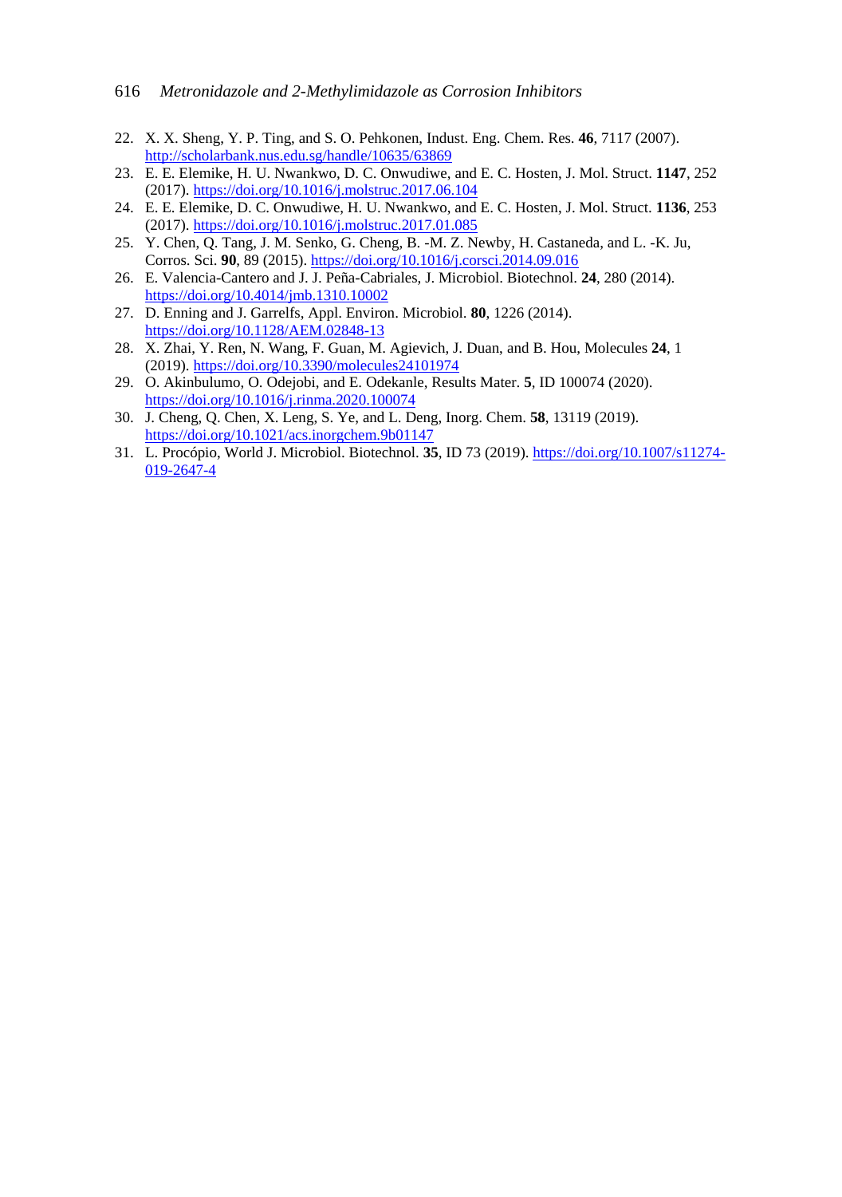22. X. X. Sheng, Y. P. Ting, and S. O. Pehkonen, Indust. Eng. Chem. Res. **46**, 7117 (2007). http://scholarbank.nus.edu.sg/handle/10635/63869
23. E. E. Elemike, H. U. Nwankwo, D. C. Onwudiwe, and E. C. Hosten, J. Mol. Struct. **1147**, 252 (2017). https://doi.org/10.1016/j.molstruc.2017.06.104
24. E. E. Elemike, D. C. Onwudiwe, H. U. Nwankwo, and E. C. Hosten, J. Mol. Struct. **1136**, 253 (2017). https://doi.org/10.1016/j.molstruc.2017.01.085
25. Y. Chen, Q. Tang, J. M. Senko, G. Cheng, B. -M. Z. Newby, H. Castaneda, and L. -K. Ju, Corros. Sci. **90**, 89 (2015). https://doi.org/10.1016/j.corsci.2014.09.016
26. E. Valencia-Cantero and J. J. Peña-Cabriales, J. Microbiol. Biotechnol. **24**, 280 (2014). https://doi.org/10.4014/jmb.1310.10002
27. D. Enning and J. Garrelfs, Appl. Environ. Microbiol. **80**, 1226 (2014). https://doi.org/10.1128/AEM.02848-13
28. X. Zhai, Y. Ren, N. Wang, F. Guan, M. Agievich, J. Duan, and B. Hou, Molecules **24**, 1 (2019). https://doi.org/10.3390/molecules24101974
29. O. Akinbulumo, O. Odejobi, and E. Odekanle, Results Mater. **5**, ID 100074 (2020). https://doi.org/10.1016/j.rinma.2020.100074
30. J. Cheng, Q. Chen, X. Leng, S. Ye, and L. Deng, Inorg. Chem. **58**, 13119 (2019). https://doi.org/10.1021/acs.inorgchem.9b01147
31. L. Procópio, World J. Microbiol. Biotechnol. **35**, ID 73 (2019). https://doi.org/10.1007/s11274-019-2647-4